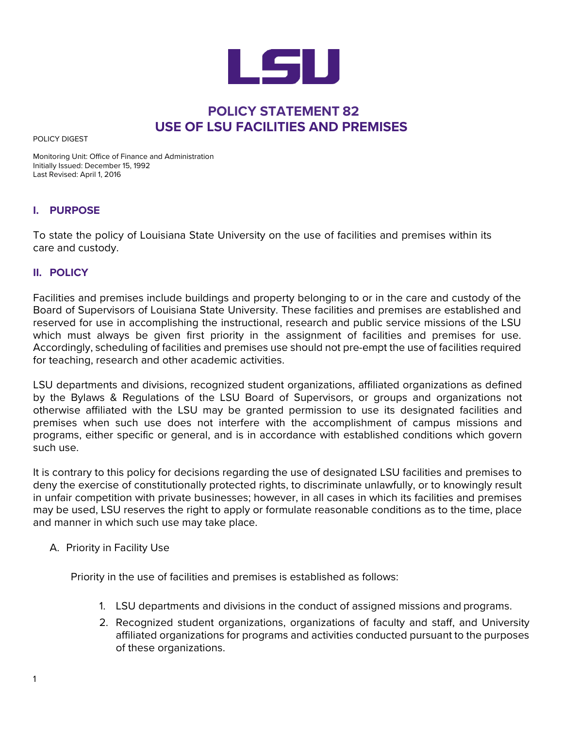LSU

# POLICY STATEMENT 82
# USE OF LSU FACILITIES AND PREMISES

POLICY DIGEST

Monitoring Unit: Office of Finance and Administration
Initially Issued: December 15, 1992
Last Revised: April 1, 2016

## I. PURPOSE

To state the policy of Louisiana State University on the use of facilities and premises within its care and custody.

## II. POLICY

Facilities and premises include buildings and property belonging to or in the care and custody of the Board of Supervisors of Louisiana State University. These facilities and premises are established and reserved for use in accomplishing the instructional, research and public service missions of the LSU which must always be given first priority in the assignment of facilities and premises for use. Accordingly, scheduling of facilities and premises use should not pre-empt the use of facilities required for teaching, research and other academic activities.

LSU departments and divisions, recognized student organizations, affiliated organizations as defined by the Bylaws & Regulations of the LSU Board of Supervisors, or groups and organizations not otherwise affiliated with the LSU may be granted permission to use its designated facilities and premises when such use does not interfere with the accomplishment of campus missions and programs, either specific or general, and is in accordance with established conditions which govern such use.

It is contrary to this policy for decisions regarding the use of designated LSU facilities and premises to deny the exercise of constitutionally protected rights, to discriminate unlawfully, or to knowingly result in unfair competition with private businesses; however, in all cases in which its facilities and premises may be used, LSU reserves the right to apply or formulate reasonable conditions as to the time, place and manner in which such use may take place.

A. Priority in Facility Use

Priority in the use of facilities and premises is established as follows:

1. LSU departments and divisions in the conduct of assigned missions and programs.
2. Recognized student organizations, organizations of faculty and staff, and University affiliated organizations for programs and activities conducted pursuant to the purposes of these organizations.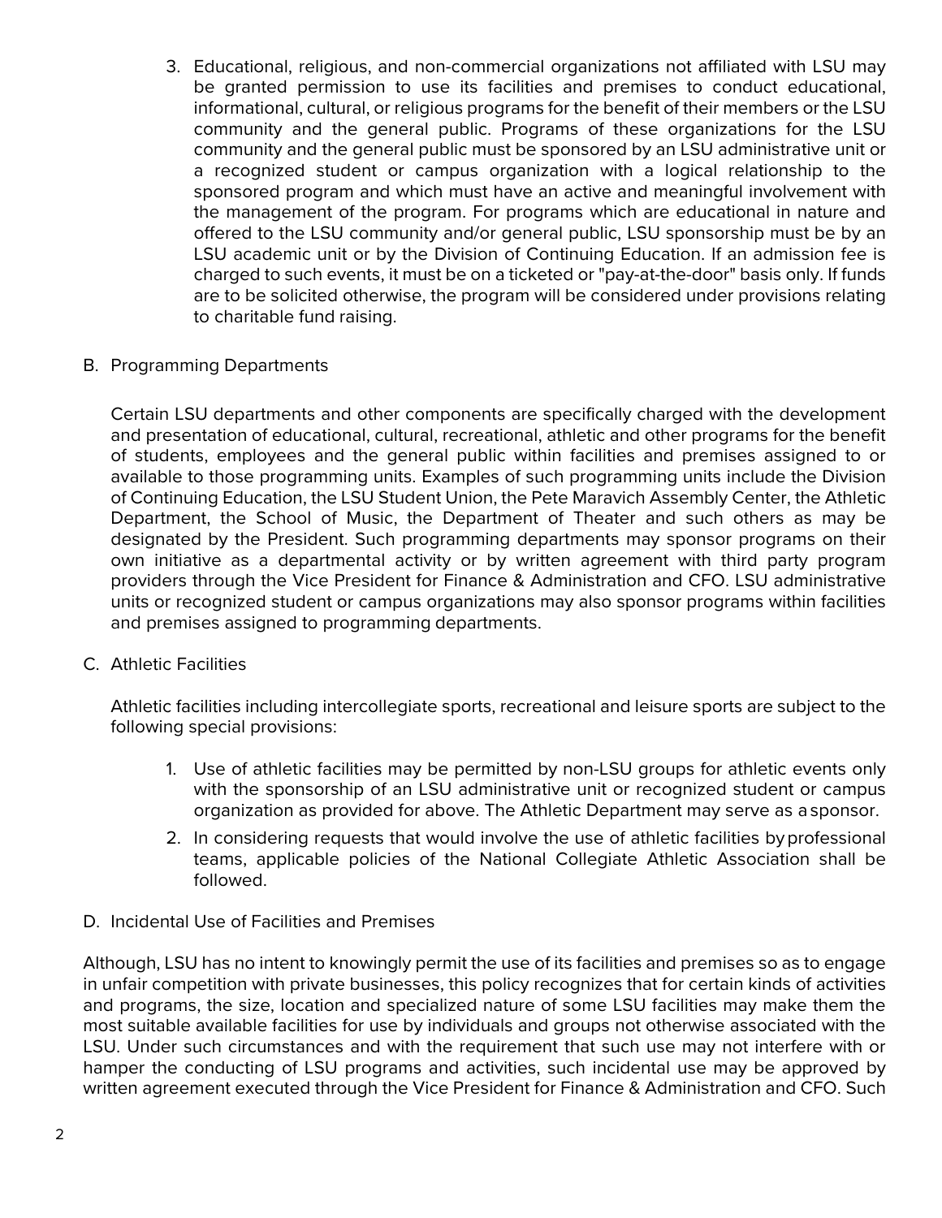3. Educational, religious, and non-commercial organizations not affiliated with LSU may be granted permission to use its facilities and premises to conduct educational, informational, cultural, or religious programs for the benefit of their members or the LSU community and the general public. Programs of these organizations for the LSU community and the general public must be sponsored by an LSU administrative unit or a recognized student or campus organization with a logical relationship to the sponsored program and which must have an active and meaningful involvement with the management of the program. For programs which are educational in nature and offered to the LSU community and/or general public, LSU sponsorship must be by an LSU academic unit or by the Division of Continuing Education. If an admission fee is charged to such events, it must be on a ticketed or "pay-at-the-door" basis only. If funds are to be solicited otherwise, the program will be considered under provisions relating to charitable fund raising.

B. Programming Departments

Certain LSU departments and other components are specifically charged with the development and presentation of educational, cultural, recreational, athletic and other programs for the benefit of students, employees and the general public within facilities and premises assigned to or available to those programming units. Examples of such programming units include the Division of Continuing Education, the LSU Student Union, the Pete Maravich Assembly Center, the Athletic Department, the School of Music, the Department of Theater and such others as may be designated by the President. Such programming departments may sponsor programs on their own initiative as a departmental activity or by written agreement with third party program providers through the Vice President for Finance & Administration and CFO. LSU administrative units or recognized student or campus organizations may also sponsor programs within facilities and premises assigned to programming departments.

C. Athletic Facilities

Athletic facilities including intercollegiate sports, recreational and leisure sports are subject to the following special provisions:

1. Use of athletic facilities may be permitted by non-LSU groups for athletic events only with the sponsorship of an LSU administrative unit or recognized student or campus organization as provided for above. The Athletic Department may serve as a sponsor.
2. In considering requests that would involve the use of athletic facilities by professional teams, applicable policies of the National Collegiate Athletic Association shall be followed.

D. Incidental Use of Facilities and Premises

Although, LSU has no intent to knowingly permit the use of its facilities and premises so as to engage in unfair competition with private businesses, this policy recognizes that for certain kinds of activities and programs, the size, location and specialized nature of some LSU facilities may make them the most suitable available facilities for use by individuals and groups not otherwise associated with the LSU. Under such circumstances and with the requirement that such use may not interfere with or hamper the conducting of LSU programs and activities, such incidental use may be approved by written agreement executed through the Vice President for Finance & Administration and CFO. Such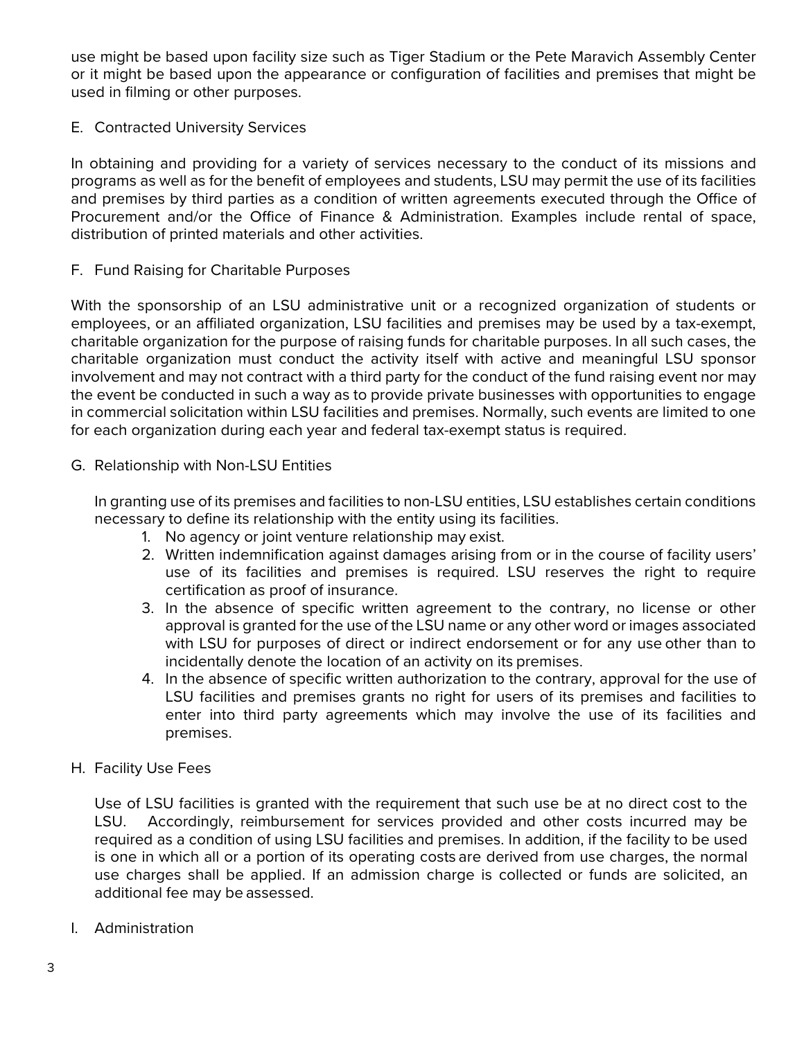use might be based upon facility size such as Tiger Stadium or the Pete Maravich Assembly Center or it might be based upon the appearance or configuration of facilities and premises that might be used in filming or other purposes.

E. Contracted University Services

In obtaining and providing for a variety of services necessary to the conduct of its missions and programs as well as for the benefit of employees and students, LSU may permit the use of its facilities and premises by third parties as a condition of written agreements executed through the Office of Procurement and/or the Office of Finance & Administration. Examples include rental of space, distribution of printed materials and other activities.

F. Fund Raising for Charitable Purposes

With the sponsorship of an LSU administrative unit or a recognized organization of students or employees, or an affiliated organization, LSU facilities and premises may be used by a tax-exempt, charitable organization for the purpose of raising funds for charitable purposes. In all such cases, the charitable organization must conduct the activity itself with active and meaningful LSU sponsor involvement and may not contract with a third party for the conduct of the fund raising event nor may the event be conducted in such a way as to provide private businesses with opportunities to engage in commercial solicitation within LSU facilities and premises. Normally, such events are limited to one for each organization during each year and federal tax-exempt status is required.

G. Relationship with Non-LSU Entities

In granting use of its premises and facilities to non-LSU entities, LSU establishes certain conditions necessary to define its relationship with the entity using its facilities.

1. No agency or joint venture relationship may exist.
2. Written indemnification against damages arising from or in the course of facility users' use of its facilities and premises is required. LSU reserves the right to require certification as proof of insurance.
3. In the absence of specific written agreement to the contrary, no license or other approval is granted for the use of the LSU name or any other word or images associated with LSU for purposes of direct or indirect endorsement or for any use other than to incidentally denote the location of an activity on its premises.
4. In the absence of specific written authorization to the contrary, approval for the use of LSU facilities and premises grants no right for users of its premises and facilities to enter into third party agreements which may involve the use of its facilities and premises.

H. Facility Use Fees

Use of LSU facilities is granted with the requirement that such use be at no direct cost to the LSU. Accordingly, reimbursement for services provided and other costs incurred may be required as a condition of using LSU facilities and premises. In addition, if the facility to be used is one in which all or a portion of its operating costs are derived from use charges, the normal use charges shall be applied. If an admission charge is collected or funds are solicited, an additional fee may be assessed.

I. Administration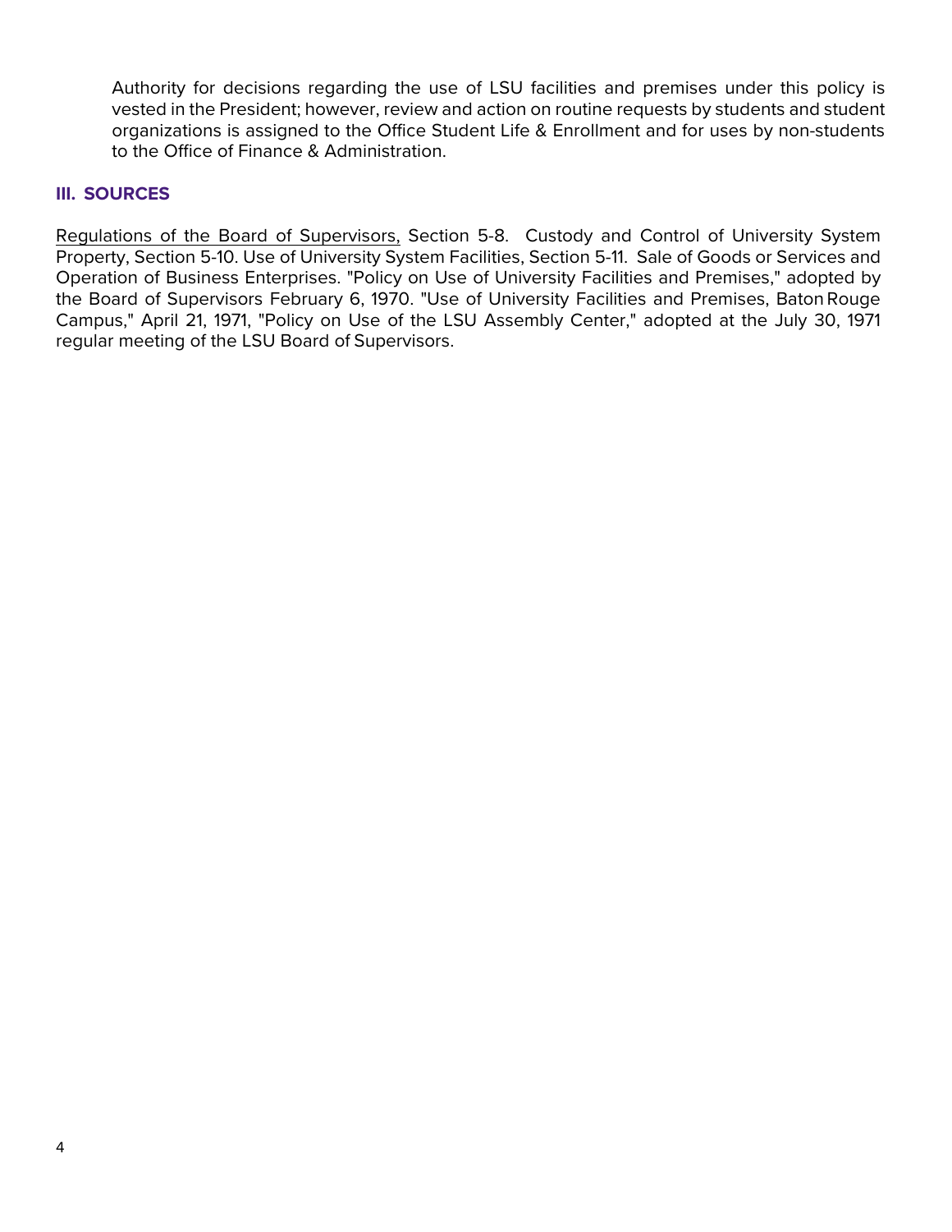Authority for decisions regarding the use of LSU facilities and premises under this policy is vested in the President; however, review and action on routine requests by students and student organizations is assigned to the Office Student Life & Enrollment and for uses by non-students to the Office of Finance & Administration.

## III. SOURCES

Regulations of the Board of Supervisors, Section 5-8. Custody and Control of University System Property, Section 5-10. Use of University System Facilities, Section 5-11. Sale of Goods or Services and Operation of Business Enterprises. "Policy on Use of University Facilities and Premises," adopted by the Board of Supervisors February 6, 1970. "Use of University Facilities and Premises, Baton Rouge Campus," April 21, 1971, "Policy on Use of the LSU Assembly Center," adopted at the July 30, 1971 regular meeting of the LSU Board of Supervisors.